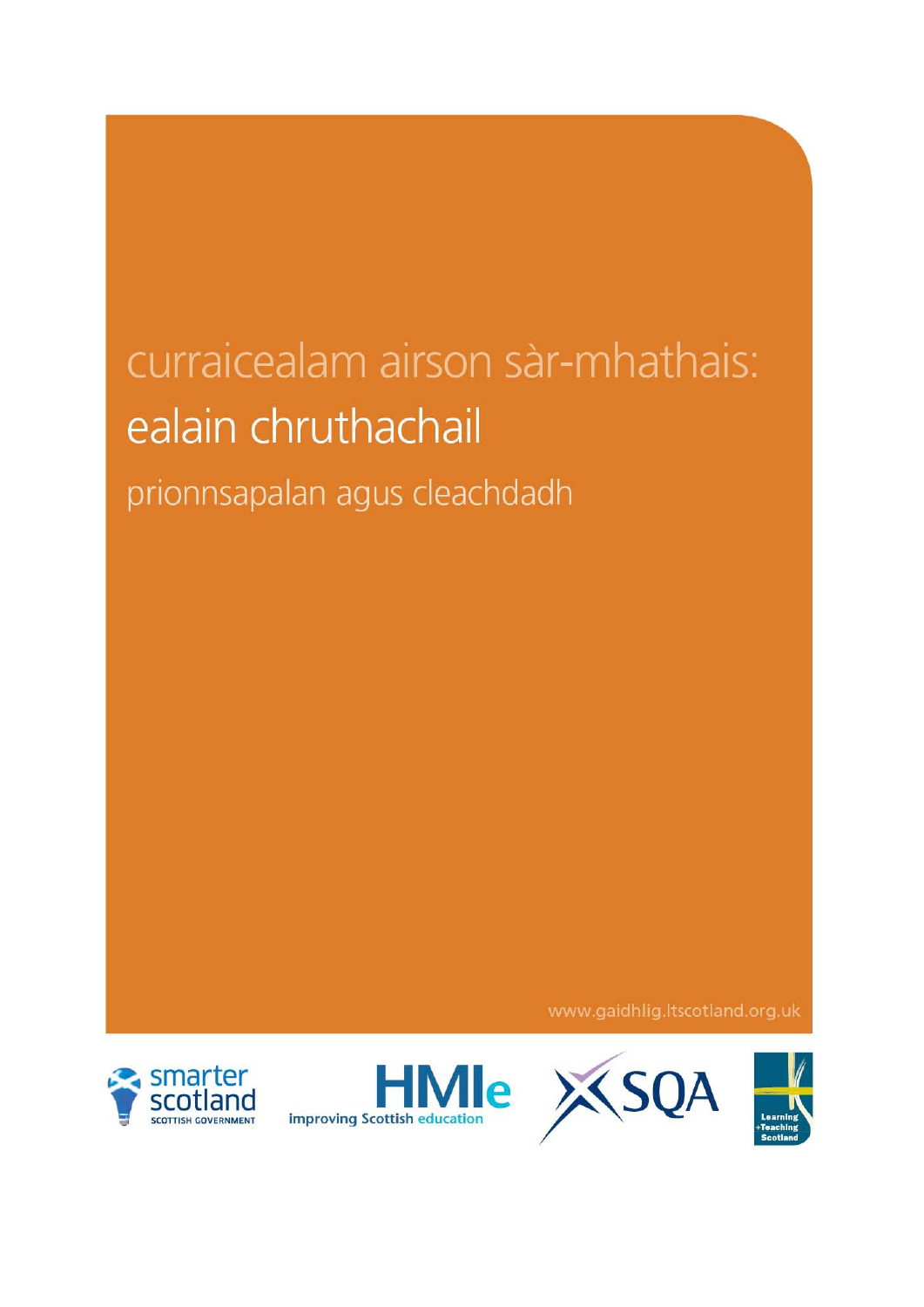# curraicealam airson sàr-mhathais:

# ealain chruthachail

## prionnsapalan agus cleachdadh

www.gaidhlig.ltscotland.org.uk

smarter scotland
SCOTTISH GOVERNMENT

HMIe
improving Scottish education

SQA

Learning
+Teaching
Scotland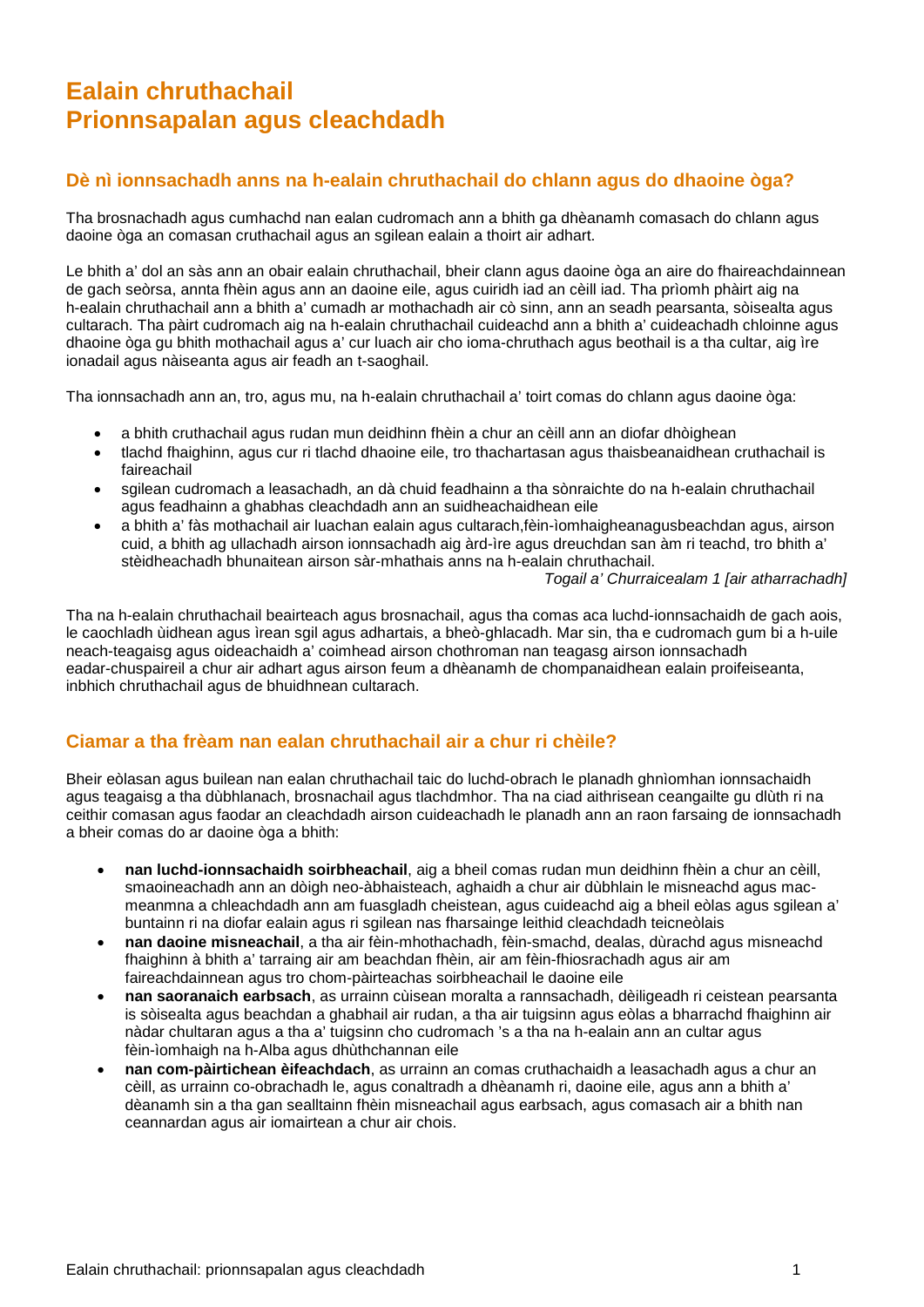# Ealain chruthachail
# Prionnsapalan agus cleachdadh

## Dè nì ionnsachadh anns na h-ealain chruthachail do chlann agus do dhaoine òga?

Tha brosnachadh agus cumhachd nan ealan cudromach ann a bhith ga dhèanamh comasach do chlann agus daoine òga an comasan cruthachail agus an sgilean ealain a thoirt air adhart.

Le bhith a' dol an sàs ann an obair ealain chruthachail, bheir clann agus daoine òga an aire do fhaireachdainnean de gach seòrsa, annta fhèin agus ann an daoine eile, agus cuiridh iad an cèill iad. Tha prìomh phàirt aig na h-ealain chruthachail ann a bhith a' cumadh ar mothachadh air cò sinn, ann an seadh pearsanta, sòisealta agus cultarach. Tha pàirt cudromach aig na h-ealain chruthachail cuideachd ann a bhith a' cuideachadh chloinne agus dhaoine òga gu bhith mothachail agus a' cur luach air cho ioma-chruthach agus beothail is a tha cultar, aig ìre ionadail agus nàiseanta agus air feadh an t-saoghail.

Tha ionnsachadh ann an, tro, agus mu, na h-ealain chruthachail a' toirt comas do chlann agus daoine òga:

- a bhith cruthachail agus rudan mun deidhinn fhèin a chur an cèill ann an diofar dhòighean
- tlachd fhaighinn, agus cur ri tlachd dhaoine eile, tro thachartasan agus thaisbeanaidhean cruthachail is faireachail
- sgilean cudromach a leasachadh, an dà chuid feadhainn a tha sònraichte do na h-ealain chruthachail agus feadhainn a ghabhas cleachdadh ann an suidheachaidhean eile
- a bhith a' fàs mothachail air luachan ealain agus cultarach,fèin-ìomhaigheanagusbeachdan agus, airson cuid, a bhith ag ullachadh airson ionnsachadh aig àrd-ìre agus dreuchdan san àm ri teachd, tro bhith a' stèidheachadh bhunaitean airson sàr-mhathais anns na h-ealain chruthachail.

*Togail a' Churraicealam 1 [air atharrachadh]*

Tha na h-ealain chruthachail beairteach agus brosnachail, agus tha comas aca luchd-ionnsachaidh de gach aois, le caochladh ùidhean agus ìrean sgil agus adhartais, a bheò-ghlacadh. Mar sin, tha e cudromach gum bi a h-uile neach-teagaisg agus oideachaidh a' coimhead airson chothroman nan teagasg airson ionnsachadh eadar-chuspaireil a chur air adhart agus airson feum a dhèanamh de chompanaidhean ealain proifeiseanta, inbhich chruthachail agus de bhuidhnean cultarach.

## Ciamar a tha frèam nan ealan chruthachail air a chur ri chèile?

Bheir eòlasan agus builean nan ealan chruthachail taic do luchd-obrach le planadh ghnìomhan ionnsachaidh agus teagaisg a tha dùbhlanach, brosnachail agus tlachdmhor. Tha na ciad aithrisean ceangailte gu dlùth ri na ceithir comasan agus faodar an cleachdadh airson cuideachadh le planadh ann an raon farsaing de ionnsachadh a bheir comas do ar daoine òga a bhith:

- **nan luchd-ionnsachaidh soirbheachail**, aig a bheil comas rudan mun deidhinn fhèin a chur an cèill, smaoineachadh ann an dòigh neo-àbhaisteach, aghaidh a chur air dùbhlain le misneachd agus mac-meanmna a chleachdadh ann am fuasgladh cheistean, agus cuideachd aig a bheil eòlas agus sgilean a' buntainn ri na diofar ealain agus ri sgilean nas fharsainge leithid cleachdadh teicneòlais
- **nan daoine misneachail**, a tha air fèin-mhothachadh, fèin-smachd, dealas, dùrachd agus misneachd fhaighinn à bhith a' tarraing air am beachdan fhèin, air am fèin-fhiosrachadh agus air am faireachdainnean agus tro chom-pàirteachas soirbheachail le daoine eile
- **nan saoranaich earbsach**, as urrainn cùisean moralta a rannsachadh, dèiligeadh ri ceistean pearsanta is sòisealta agus beachdan a ghabhail air rudan, a tha air tuigsinn agus eòlas a bharrachd fhaighinn air nàdar chultaran agus a tha a' tuigsinn cho cudromach 's a tha na h-ealain ann an cultar agus fèin-ìomhaigh na h-Alba agus dhùthchannan eile
- **nan com-pàirtichean èifeachdach**, as urrainn an comas cruthachaidh a leasachadh agus a chur an cèill, as urrainn co-obrachadh le, agus conaltradh a dhèanamh ri, daoine eile, agus ann a bhith a' dèanamh sin a tha gan sealltainn fhèin misneachail agus earbsach, agus comasach air a bhith nan ceannardan agus air iomairtean a chur air chois.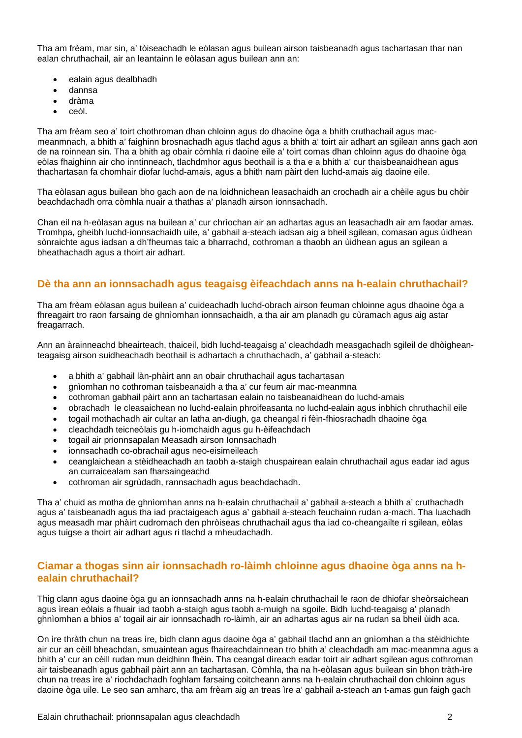Tha am frèam, mar sin, a' tòiseachadh le eòlasan agus builean airson taisbeanadh agus tachartasan thar nan ealan chruthachail, air an leantainn le eòlasan agus builean ann an:

- ealain agus dealbhadh
- dannsa
- dràma
- ceòl.

Tha am frèam seo a' toirt chothroman dhan chloinn agus do dhaoine òga a bhith cruthachail agus mac-meanmnach, a bhith a' faighinn brosnachadh agus tlachd agus a bhith a' toirt air adhart an sgilean anns gach aon de na roinnean sin. Tha a bhith ag obair còmhla ri daoine eile a' toirt comas dhan chloinn agus do dhaoine òga eòlas fhaighinn air cho inntinneach, tlachdmhor agus beothail is a tha e a bhith a' cur thaisbeanaidhean agus thachartasan fa chomhair diofar luchd-amais, agus a bhith nam pàirt den luchd-amais aig daoine eile.

Tha eòlasan agus builean bho gach aon de na loidhnichean leasachaidh an crochadh air a chèile agus bu chòir beachdachadh orra còmhla nuair a thathas a' planadh airson ionnsachadh.

Chan eil na h-eòlasan agus na builean a' cur chrìochan air an adhartas agus an leasachadh air am faodar amas. Tromhpa, gheibh luchd-ionnsachaidh uile, a' gabhail a-steach iadsan aig a bheil sgilean, comasan agus ùidhean sònraichte agus iadsan a dh'fheumas taic a bharrachd, cothroman a thaobh an ùidhean agus an sgilean a bheathachadh agus a thoirt air adhart.

## Dè tha ann an ionnsachadh agus teagaisg èifeachdach anns na h-ealain chruthachail?

Tha am frèam eòlasan agus builean a' cuideachadh luchd-obrach airson feuman chloinne agus dhaoine òga a fhreagairt tro raon farsaing de ghnìomhan ionnsachaidh, a tha air am planadh gu cùramach agus aig astar freagarrach.

Ann an àrainneachd bheairteach, thaiceil, bidh luchd-teagaisg a' cleachdadh measgachadh sgileil de dhòighean-teagaisg airson suidheachadh beothail is adhartach a chruthachadh, a' gabhail a-steach:

- a bhith a' gabhail làn-phàirt ann an obair chruthachail agus tachartasan
- gnìomhan no cothroman taisbeanaidh a tha a' cur feum air mac-meanmna
- cothroman gabhail pàirt ann an tachartasan ealain no taisbeanaidhean do luchd-amais
- obrachadh le cleasaichean no luchd-ealain phroifeasanta no luchd-ealain agus inbhich chruthachil eile
- togail mothachadh air cultar an latha an-diugh, ga cheangal ri fèin-fhiosrachadh dhaoine òga
- cleachdadh teicneòlais gu h-iomchaidh agus gu h-èifeachdach
- togail air prionnsapalan Measadh airson Ionnsachadh
- ionnsachadh co-obrachail agus neo-eisimeileach
- ceanglaichean a stèidheachadh an taobh a-staigh chuspairean ealain chruthachail agus eadar iad agus an curraicealam san fharsaingeachd
- cothroman air sgrùdadh, rannsachadh agus beachdachadh.

Tha a' chuid as motha de ghnìomhan anns na h-ealain chruthachail a' gabhail a-steach a bhith a' cruthachadh agus a' taisbeanadh agus tha iad practaigeach agus a' gabhail a-steach feuchainn rudan a-mach. Tha luachadh agus measadh mar phàirt cudromach den phròiseas chruthachail agus tha iad co-cheangailte ri sgilean, eòlas agus tuigse a thoirt air adhart agus ri tlachd a mheudachadh.

## Ciamar a thogas sinn air ionnsachadh ro-làimh chloinne agus dhaoine òga anns na h-ealain chruthachail?

Thig clann agus daoine òga gu an ionnsachadh anns na h-ealain chruthachail le raon de dhiofar sheòrsaichean agus ìrean eòlais a fhuair iad taobh a-staigh agus taobh a-muigh na sgoile. Bidh luchd-teagaisg a' planadh ghnìomhan a bhios a' togail air air ionnsachadh ro-làimh, air an adhartas agus air na rudan sa bheil ùidh aca.

On ìre thràth chun na treas ìre, bidh clann agus daoine òga a' gabhail tlachd ann an gnìomhan a tha stèidhichte air cur an cèill bheachdan, smuaintean agus fhaireachdainnean tro bhith a' cleachdadh am mac-meanmna agus a bhith a' cur an cèill rudan mun deidhinn fhèin. Tha ceangal dìreach eadar toirt air adhart sgilean agus cothroman air taisbeanadh agus gabhail pàirt ann an tachartasan. Còmhla, tha na h-eòlasan agus builean sin bhon tràth-ìre chun na treas ìre a' riochdachadh foghlam farsaing coitcheann anns na h-ealain chruthachail don chloinn agus daoine òga uile. Le seo san amharc, tha am frèam aig an treas ìre a' gabhail a-steach an t-amas gun faigh gach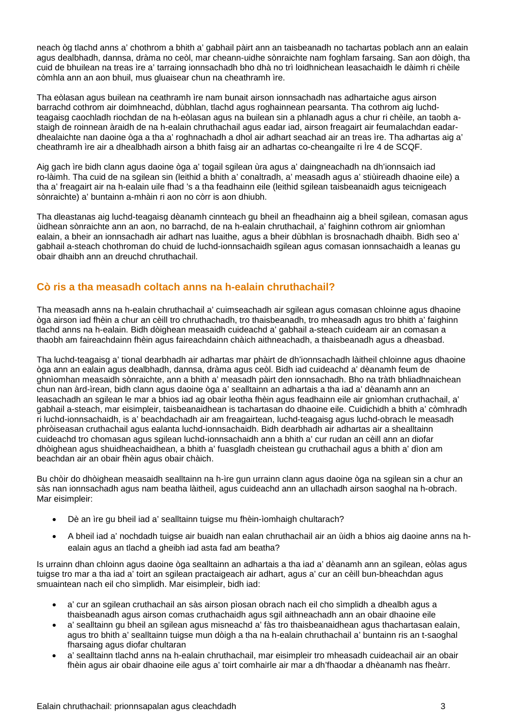neach òg tlachd anns a' chothrom a bhith a' gabhail pàirt ann an taisbeanadh no tachartas poblach ann an ealain agus dealbhadh, dannsa, dràma no ceòl, mar cheann-uidhe sònraichte nam foghlam farsaing. San aon dòigh, tha cuid de bhuilean na treas ìre a' tarraing ionnsachadh bho dhà no trì loidhnichean leasachaidh le dàimh ri chèile còmhla ann an aon bhuil, mus gluaisear chun na cheathramh ìre.

Tha eòlasan agus builean na ceathramh ìre nam bunait airson ionnsachadh nas adhartaiche agus airson barrachd cothrom air doimhneachd, dùbhlan, tlachd agus roghainnean pearsanta. Tha cothrom aig luchd-teagaisg caochladh riochdan de na h-eòlasan agus na builean sin a phlanadh agus a chur ri chèile, an taobh a-staigh de roinnean àraidh de na h-ealain chruthachail agus eadar iad, airson freagairt air feumalachdan eadar-dhealaichte nan daoine òga a tha a' roghnachadh a dhol air adhart seachad air an treas ìre. Tha adhartas aig a' cheathramh ìre air a dhealbhadh airson a bhith faisg air an adhartas co-cheangailte ri Ìre 4 de SCQF.

Aig gach ìre bidh clann agus daoine òga a' togail sgilean ùra agus a' daingneachadh na dh'ionnsaich iad ro-làimh. Tha cuid de na sgilean sin (leithid a bhith a' conaltradh, a' measadh agus a' stiùireadh dhaoine eile) a tha a' freagairt air na h-ealain uile fhad 's a tha feadhainn eile (leithid sgilean taisbeanaidh agus teicnigeach sònraichte) a' buntainn a-mhàin ri aon no còrr is aon dhiubh.

Tha dleastanas aig luchd-teagaisg dèanamh cinnteach gu bheil an fheadhainn aig a bheil sgilean, comasan agus ùidhean sònraichte ann an aon, no barrachd, de na h-ealain chruthachail, a' faighinn cothrom air gnìomhan ealain, a bheir an ionnsachadh air adhart nas luaithe, agus a bheir dùbhlan is brosnachadh dhaibh. Bidh seo a' gabhail a-steach chothroman do chuid de luchd-ionnsachaidh sgilean agus comasan ionnsachaidh a leanas gu obair dhaibh ann an dreuchd chruthachail.

## Cò ris a tha measadh coltach anns na h-ealain chruthachail?

Tha measadh anns na h-ealain chruthachail a' cuimseachadh air sgilean agus comasan chloinne agus dhaoine òga airson iad fhèin a chur an cèill tro chruthachadh, tro thaisbeanadh, tro mheasadh agus tro bhith a' faighinn tlachd anns na h-ealain. Bidh dòighean measaidh cuideachd a' gabhail a-steach cuideam air an comasan a thaobh am faireachdainn fhèin agus faireachdainn chàich aithneachadh, a thaisbeanadh agus a dheasbad.

Tha luchd-teagaisg a' tional dearbhadh air adhartas mar phàirt de dh'ionnsachadh làitheil chloinne agus dhaoine òga ann an ealain agus dealbhadh, dannsa, dràma agus ceòl. Bidh iad cuideachd a' dèanamh feum de ghnìomhan measaidh sònraichte, ann a bhith a' measadh pàirt den ionnsachadh. Bho na tràth bhliadhnaichean chun nan àrd-ìrean, bidh clann agus daoine òga a' sealltainn an adhartais a tha iad a' dèanamh ann an leasachadh an sgilean le mar a bhios iad ag obair leotha fhèin agus feadhainn eile air gnìomhan cruthachail, a' gabhail a-steach, mar eisimpleir, taisbeanaidhean is tachartasan do dhaoine eile. Cuidichidh a bhith a' còmhradh ri luchd-ionnsachaidh, is a' beachdachadh air am freagairtean, luchd-teagaisg agus luchd-obrach le measadh phròiseasan cruthachail agus ealanta luchd-ionnsachaidh. Bidh dearbhadh air adhartas air a shealltainn cuideachd tro chomasan agus sgilean luchd-ionnsachaidh ann a bhith a' cur rudan an cèill ann an diofar dhòighean agus shuidheachaidhean, a bhith a' fuasgladh cheistean gu cruthachail agus a bhith a' dìon am beachdan air an obair fhèin agus obair chàich.

Bu chòir do dhòighean measaidh sealltainn na h-ìre gun urrainn clann agus daoine òga na sgilean sin a chur an sàs nan ionnsachadh agus nam beatha làitheil, agus cuideachd ann an ullachadh airson saoghal na h-obrach. Mar eisimpleir:

- Dè an ìre gu bheil iad a' sealltainn tuigse mu fhèin-ìomhaigh chultarach?
- A bheil iad a' nochdadh tuigse air buaidh nan ealan chruthachail air an ùidh a bhios aig daoine anns na h-ealain agus an tlachd a gheibh iad asta fad am beatha?

Is urrainn dhan chloinn agus daoine òga sealltainn an adhartais a tha iad a' dèanamh ann an sgilean, eòlas agus tuigse tro mar a tha iad a' toirt an sgilean practaigeach air adhart, agus a' cur an cèill bun-bheachdan agus smuaintean nach eil cho sìmplidh. Mar eisimpleir, bidh iad:

- a' cur an sgilean cruthachail an sàs airson pìosan obrach nach eil cho sìmplidh a dhealbh agus a thaisbeanadh agus airson comas cruthachaidh agus sgil aithneachadh ann an obair dhaoine eile
- a' sealltainn gu bheil an sgilean agus misneachd a' fàs tro thaisbeanaidhean agus thachartasan ealain, agus tro bhith a' sealltainn tuigse mun dòigh a tha na h-ealain chruthachail a' buntainn ris an t-saoghal fharsaing agus diofar chultaran
- a' sealltainn tlachd anns na h-ealain chruthachail, mar eisimpleir tro mheasadh cuideachail air an obair fhèin agus air obair dhaoine eile agus a' toirt comhairle air mar a dh'fhaodar a dhèanamh nas fheàrr.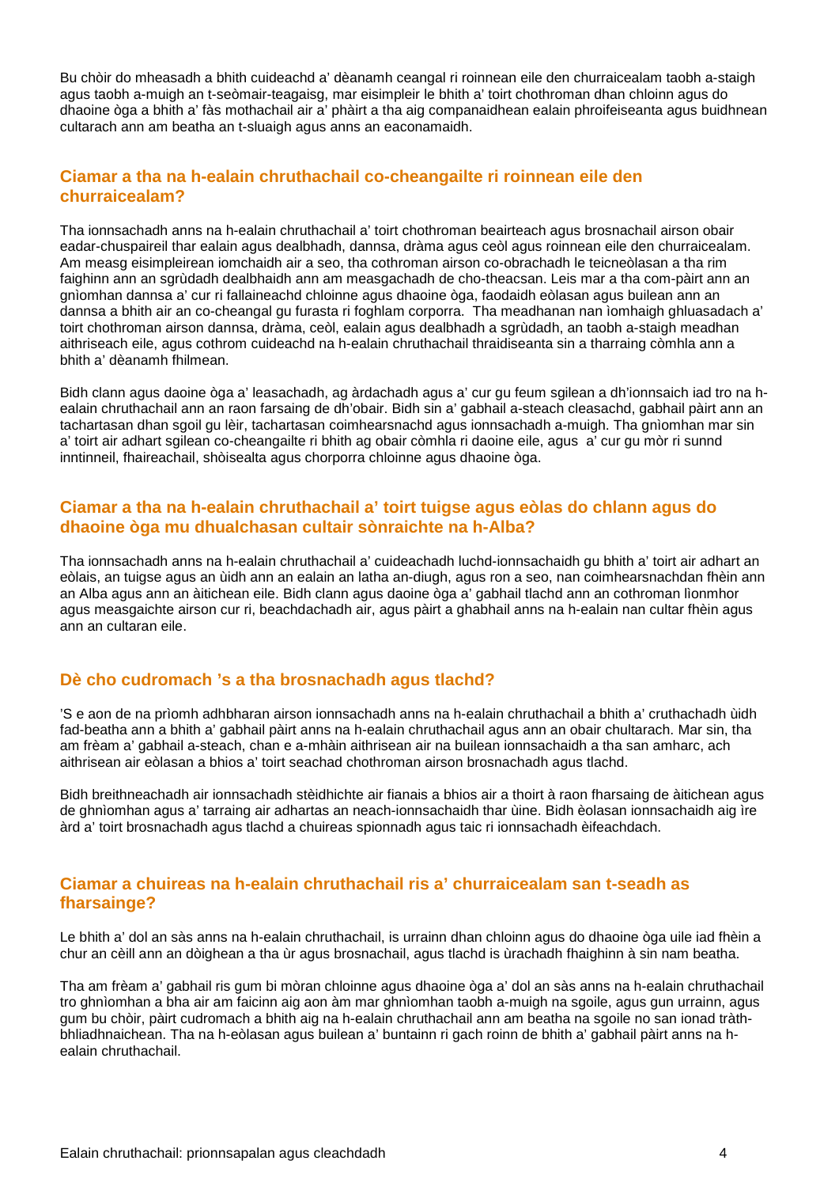Bu chòir do mheasadh a bhith cuideachd a' dèanamh ceangal ri roinnean eile den churraicealam taobh a-staigh agus taobh a-muigh an t-seòmair-teagaisg, mar eisimpleir le bhith a' toirt chothroman dhan chloinn agus do dhaoine òga a bhith a' fàs mothachail air a' phàirt a tha aig companaidhean ealain phroifeiseanta agus buidhnean cultarach ann am beatha an t-sluaigh agus anns an eaconamaidh.

## Ciamar a tha na h-ealain chruthachail co-cheangailte ri roinnean eile den churraicealam?

Tha ionnsachadh anns na h-ealain chruthachail a' toirt chothroman beairteach agus brosnachail airson obair eadar-chuspaireil thar ealain agus dealbhadh, dannsa, dràma agus ceòl agus roinnean eile den churraicealam. Am measg eisimpleirean iomchaidh air a seo, tha cothroman airson co-obrachadh le teicneòlasan a tha rim faighinn ann an sgrùdadh dealbhaidh ann am measgachadh de cho-theacsan. Leis mar a tha com-pàirt ann an gnìomhan dannsa a' cur ri fallaineachd chloinne agus dhaoine òga, faodaidh eòlasan agus builean ann an dannsa a bhith air an co-cheangal gu furasta ri foghlam corporra. Tha meadhanan nan ìomhaigh ghluasadach a' toirt chothroman airson dannsa, dràma, ceòl, ealain agus dealbhadh a sgrùdadh, an taobh a-staigh meadhan aithriseach eile, agus cothrom cuideachd na h-ealain chruthachail thraidiseanta sin a tharraing còmhla ann a bhith a' dèanamh fhilmean.

Bidh clann agus daoine òga a' leasachadh, ag àrdachadh agus a' cur gu feum sgilean a dh'ionnsaich iad tro na h-ealain chruthachail ann an raon farsaing de dh'obair. Bidh sin a' gabhail a-steach cleasachd, gabhail pàirt ann an tachartasan dhan sgoil gu lèir, tachartasan coimhearsnachd agus ionnsachadh a-muigh. Tha gnìomhan mar sin a' toirt air adhart sgilean co-cheangailte ri bhith ag obair còmhla ri daoine eile, agus a' cur gu mòr ri sunnd inntinneil, fhaireachail, shòisealta agus chorporra chloinne agus dhaoine òga.

## Ciamar a tha na h-ealain chruthachail a' toirt tuigse agus eòlas do chlann agus do dhaoine òga mu dhualchasan cultair sònraichte na h-Alba?

Tha ionnsachadh anns na h-ealain chruthachail a' cuideachadh luchd-ionnsachaidh gu bhith a' toirt air adhart an eòlais, an tuigse agus an ùidh ann an ealain an latha an-diugh, agus ron a seo, nan coimhearsnachdan fhèin ann an Alba agus ann an àitichean eile. Bidh clann agus daoine òga a' gabhail tlachd ann an cothroman lìonmhor agus measgaichte airson cur ri, beachdachadh air, agus pàirt a ghabhail anns na h-ealain nan cultar fhèin agus ann an cultaran eile.

## Dè cho cudromach 's a tha brosnachadh agus tlachd?

'S e aon de na prìomh adhbharan airson ionnsachadh anns na h-ealain chruthachail a bhith a' cruthachadh ùidh fad-beatha ann a bhith a' gabhail pàirt anns na h-ealain chruthachail agus ann an obair chultarach. Mar sin, tha am frèam a' gabhail a-steach, chan e a-mhàin aithrisean air na builean ionnsachaidh a tha san amharc, ach aithrisean air eòlasan a bhios a' toirt seachad chothroman airson brosnachadh agus tlachd.

Bidh breithneachadh air ionnsachadh stèidhichte air fianais a bhios air a thoirt à raon fharsaing de àitichean agus de ghnìomhan agus a' tarraing air adhartas an neach-ionnsachaidh thar ùine. Bidh èolasan ionnsachaidh aig ìre àrd a' toirt brosnachadh agus tlachd a chuireas spionnadh agus taic ri ionnsachadh èifeachdach.

## Ciamar a chuireas na h-ealain chruthachail ris a' churraicealam san t-seadh as fharsainge?

Le bhith a' dol an sàs anns na h-ealain chruthachail, is urrainn dhan chloinn agus do dhaoine òga uile iad fhèin a chur an cèill ann an dòighean a tha ùr agus brosnachail, agus tlachd is ùrachadh fhaighinn à sin nam beatha.

Tha am frèam a' gabhail ris gum bi mòran chloinne agus dhaoine òga a' dol an sàs anns na h-ealain chruthachail tro ghnìomhan a bha air am faicinn aig aon àm mar ghnìomhan taobh a-muigh na sgoile, agus gun urrainn, agus gum bu chòir, pàirt cudromach a bhith aig na h-ealain chruthachail ann am beatha na sgoile no san ionad tràth-bhliadhnaichean. Tha na h-eòlasan agus builean a' buntainn ri gach roinn de bhith a' gabhail pàirt anns na h-ealain chruthachail.